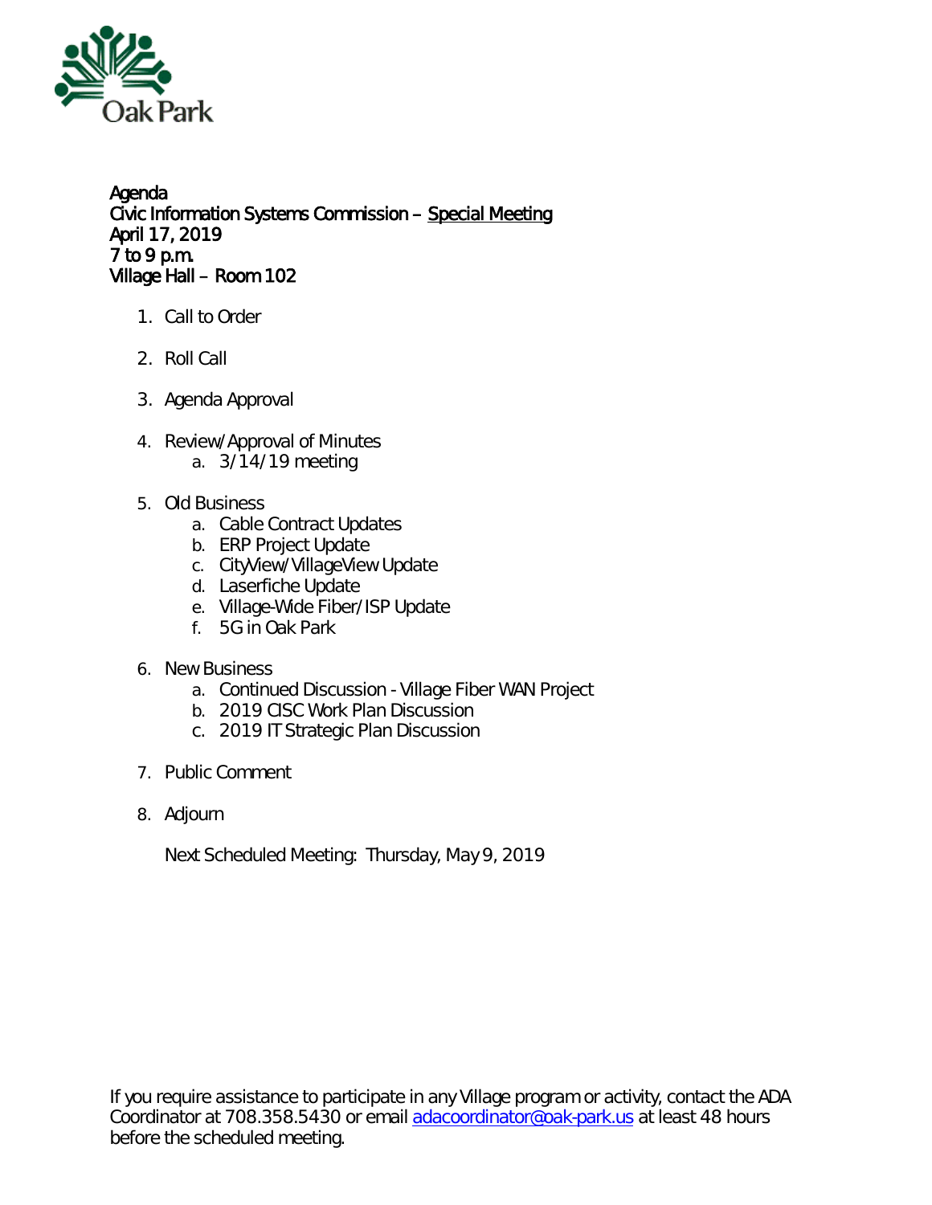Oak Park

**Agenda**
**Civic Information Systems Commission – Special Meeting**
**April 17, 2019**
**7 to 9 p.m.**
**Village Hall – Room 102**

1. Call to Order

2. Roll Call

3. Agenda Approval

4. Review/Approval of Minutes
    a. 3/14/19 meeting

5. Old Business
    a. Cable Contract Updates
    b. ERP Project Update
    c. CityView/VillageView Update
    d. Laserfiche Update
    e. Village-Wide Fiber/ISP Update
    f. 5G in Oak Park

6. New Business
    a. Continued Discussion - Village Fiber WAN Project
    b. 2019 CISC Work Plan Discussion
    c. 2019 IT Strategic Plan Discussion

7. Public Comment

8. Adjourn

Next Scheduled Meeting: Thursday, May 9, 2019

If you require assistance to participate in any Village program or activity, contact the ADA Coordinator at 708.358.5430 or email adacoordinator@oak-park.us at least 48 hours before the scheduled meeting.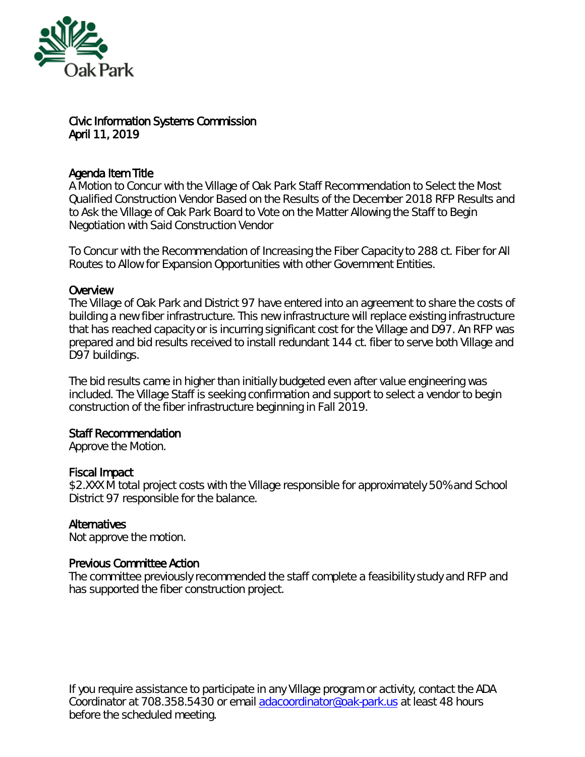Civic Information Systems Commission
April 11, 2019

## Agenda Item Title

A Motion to Concur with the Village of Oak Park Staff Recommendation to Select the Most Qualified Construction Vendor Based on the Results of the December 2018 RFP Results and to Ask the Village of Oak Park Board to Vote on the Matter Allowing the Staff to Begin Negotiation with Said Construction Vendor

To Concur with the Recommendation of Increasing the Fiber Capacity to 288 ct. Fiber for All Routes to Allow for Expansion Opportunities with other Government Entities.

## Overview

The Village of Oak Park and District 97 have entered into an agreement to share the costs of building a new fiber infrastructure. This new infrastructure will replace existing infrastructure that has reached capacity or is incurring significant cost for the Village and D97. An RFP was prepared and bid results received to install redundant 144 ct. fiber to serve both Village and D97 buildings.

The bid results came in higher than initially budgeted even after value engineering was included. The Village Staff is seeking confirmation and support to select a vendor to begin construction of the fiber infrastructure beginning in Fall 2019.

## Staff Recommendation

Approve the Motion.

## Fiscal Impact

$2.XXX M total project costs with the Village responsible for approximately 50% and School District 97 responsible for the balance.

## Alternatives

Not approve the motion.

## Previous Committee Action

The committee previously recommended the staff complete a feasibility study and RFP and has supported the fiber construction project.

If you require assistance to participate in any Village program or activity, contact the ADA Coordinator at 708.358.5430 or email adacoordinator@oak-park.us at least 48 hours before the scheduled meeting.